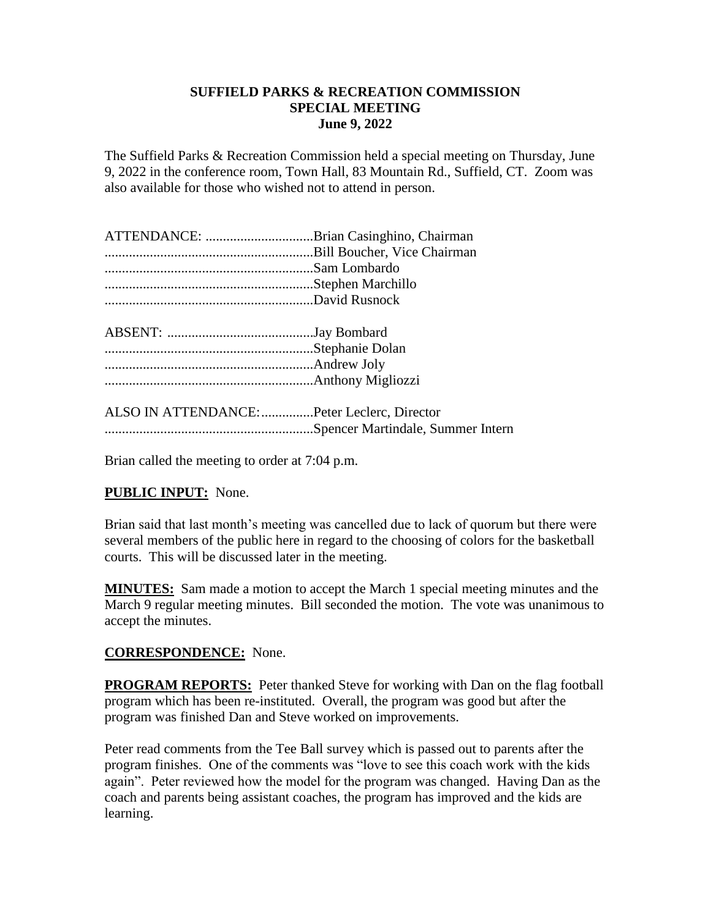**SUFFIELD PARKS & RECREATION COMMISSION**
**SPECIAL MEETING**
**June 9, 2022**

The Suffield Parks & Recreation Commission held a special meeting on Thursday, June 9, 2022 in the conference room, Town Hall, 83 Mountain Rd., Suffield, CT. Zoom was also available for those who wished not to attend in person.

ATTENDANCE: ...............................Brian Casinghino, Chairman
............................................................Bill Boucher, Vice Chairman
............................................................Sam Lombardo
............................................................Stephen Marchillo
............................................................David Rusnock

ABSENT: ..........................................Jay Bombard
............................................................Stephanie Dolan
............................................................Andrew Joly
............................................................Anthony Migliozzi

ALSO IN ATTENDANCE:...............Peter Leclerc, Director
............................................................Spencer Martindale, Summer Intern

Brian called the meeting to order at 7:04 p.m.

**PUBLIC INPUT:** None.

Brian said that last month's meeting was cancelled due to lack of quorum but there were several members of the public here in regard to the choosing of colors for the basketball courts. This will be discussed later in the meeting.

**MINUTES:** Sam made a motion to accept the March 1 special meeting minutes and the March 9 regular meeting minutes. Bill seconded the motion. The vote was unanimous to accept the minutes.

**CORRESPONDENCE:** None.

**PROGRAM REPORTS:** Peter thanked Steve for working with Dan on the flag football program which has been re-instituted. Overall, the program was good but after the program was finished Dan and Steve worked on improvements.

Peter read comments from the Tee Ball survey which is passed out to parents after the program finishes. One of the comments was "love to see this coach work with the kids again". Peter reviewed how the model for the program was changed. Having Dan as the coach and parents being assistant coaches, the program has improved and the kids are learning.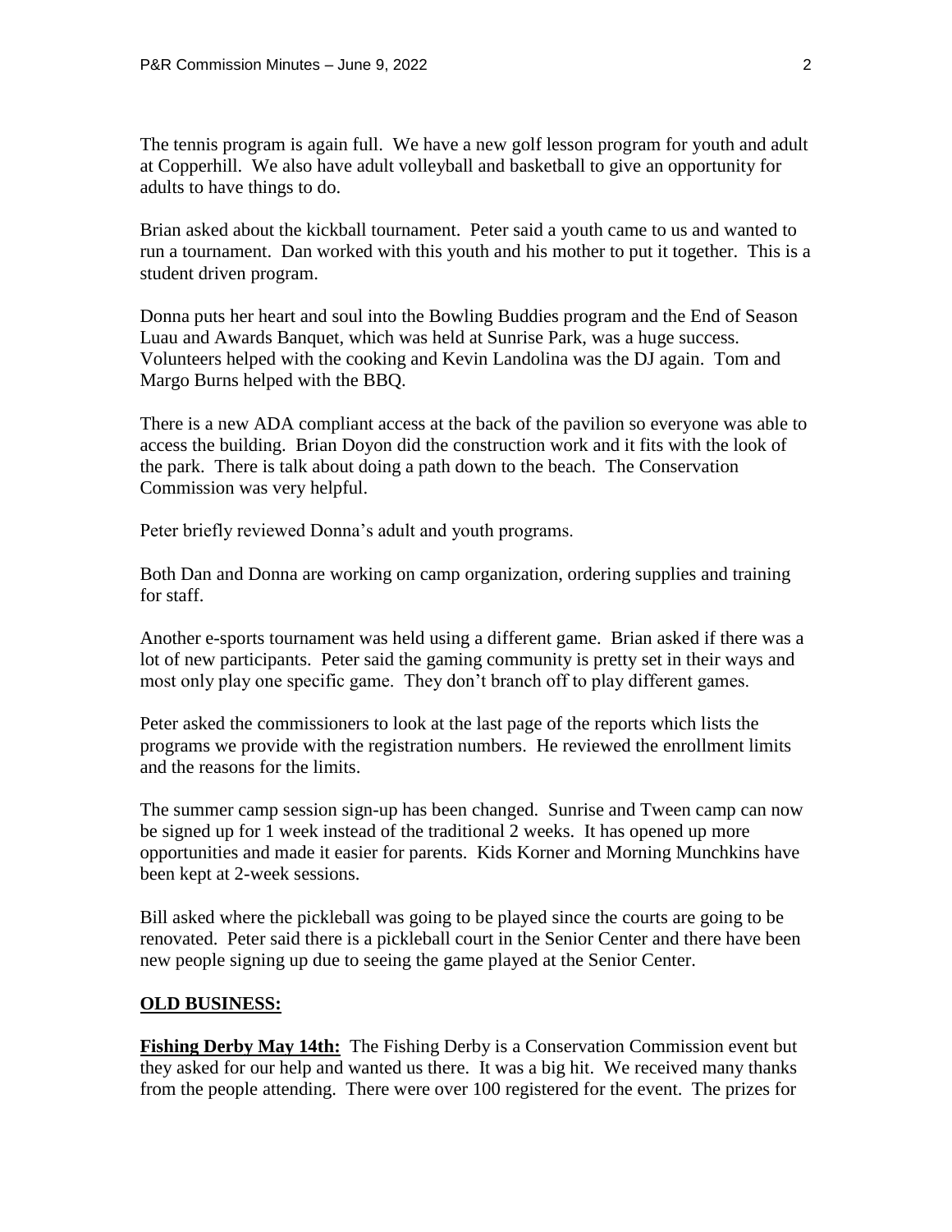The tennis program is again full. We have a new golf lesson program for youth and adult at Copperhill. We also have adult volleyball and basketball to give an opportunity for adults to have things to do.

Brian asked about the kickball tournament. Peter said a youth came to us and wanted to run a tournament. Dan worked with this youth and his mother to put it together. This is a student driven program.

Donna puts her heart and soul into the Bowling Buddies program and the End of Season Luau and Awards Banquet, which was held at Sunrise Park, was a huge success. Volunteers helped with the cooking and Kevin Landolina was the DJ again. Tom and Margo Burns helped with the BBQ.

There is a new ADA compliant access at the back of the pavilion so everyone was able to access the building. Brian Doyon did the construction work and it fits with the look of the park. There is talk about doing a path down to the beach. The Conservation Commission was very helpful.

Peter briefly reviewed Donna's adult and youth programs.

Both Dan and Donna are working on camp organization, ordering supplies and training for staff.

Another e-sports tournament was held using a different game. Brian asked if there was a lot of new participants. Peter said the gaming community is pretty set in their ways and most only play one specific game. They don't branch off to play different games.

Peter asked the commissioners to look at the last page of the reports which lists the programs we provide with the registration numbers. He reviewed the enrollment limits and the reasons for the limits.

The summer camp session sign-up has been changed. Sunrise and Tween camp can now be signed up for 1 week instead of the traditional 2 weeks. It has opened up more opportunities and made it easier for parents. Kids Korner and Morning Munchkins have been kept at 2-week sessions.

Bill asked where the pickleball was going to be played since the courts are going to be renovated. Peter said there is a pickleball court in the Senior Center and there have been new people signing up due to seeing the game played at the Senior Center.

## OLD BUSINESS:

**Fishing Derby May 14th:** The Fishing Derby is a Conservation Commission event but they asked for our help and wanted us there. It was a big hit. We received many thanks from the people attending. There were over 100 registered for the event. The prizes for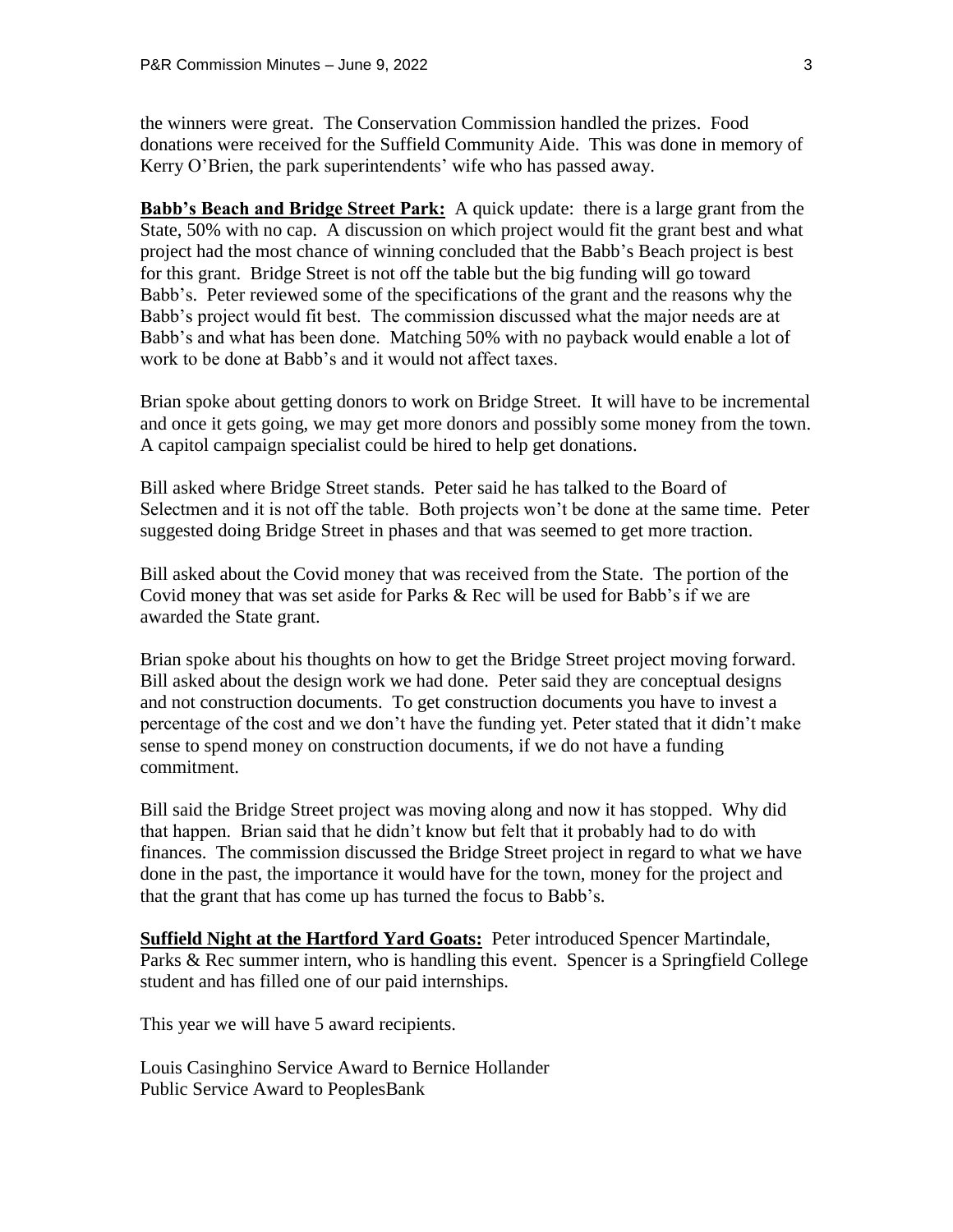the winners were great. The Conservation Commission handled the prizes. Food donations were received for the Suffield Community Aide. This was done in memory of Kerry O'Brien, the park superintendents' wife who has passed away.

**Babb's Beach and Bridge Street Park:** A quick update: there is a large grant from the State, 50% with no cap. A discussion on which project would fit the grant best and what project had the most chance of winning concluded that the Babb's Beach project is best for this grant. Bridge Street is not off the table but the big funding will go toward Babb's. Peter reviewed some of the specifications of the grant and the reasons why the Babb's project would fit best. The commission discussed what the major needs are at Babb's and what has been done. Matching 50% with no payback would enable a lot of work to be done at Babb's and it would not affect taxes.

Brian spoke about getting donors to work on Bridge Street. It will have to be incremental and once it gets going, we may get more donors and possibly some money from the town. A capitol campaign specialist could be hired to help get donations.

Bill asked where Bridge Street stands. Peter said he has talked to the Board of Selectmen and it is not off the table. Both projects won't be done at the same time. Peter suggested doing Bridge Street in phases and that was seemed to get more traction.

Bill asked about the Covid money that was received from the State. The portion of the Covid money that was set aside for Parks & Rec will be used for Babb's if we are awarded the State grant.

Brian spoke about his thoughts on how to get the Bridge Street project moving forward. Bill asked about the design work we had done. Peter said they are conceptual designs and not construction documents. To get construction documents you have to invest a percentage of the cost and we don't have the funding yet. Peter stated that it didn't make sense to spend money on construction documents, if we do not have a funding commitment.

Bill said the Bridge Street project was moving along and now it has stopped. Why did that happen. Brian said that he didn't know but felt that it probably had to do with finances. The commission discussed the Bridge Street project in regard to what we have done in the past, the importance it would have for the town, money for the project and that the grant that has come up has turned the focus to Babb's.

**Suffield Night at the Hartford Yard Goats:** Peter introduced Spencer Martindale, Parks & Rec summer intern, who is handling this event. Spencer is a Springfield College student and has filled one of our paid internships.

This year we will have 5 award recipients.

Louis Casinghino Service Award to Bernice Hollander
Public Service Award to PeoplesBank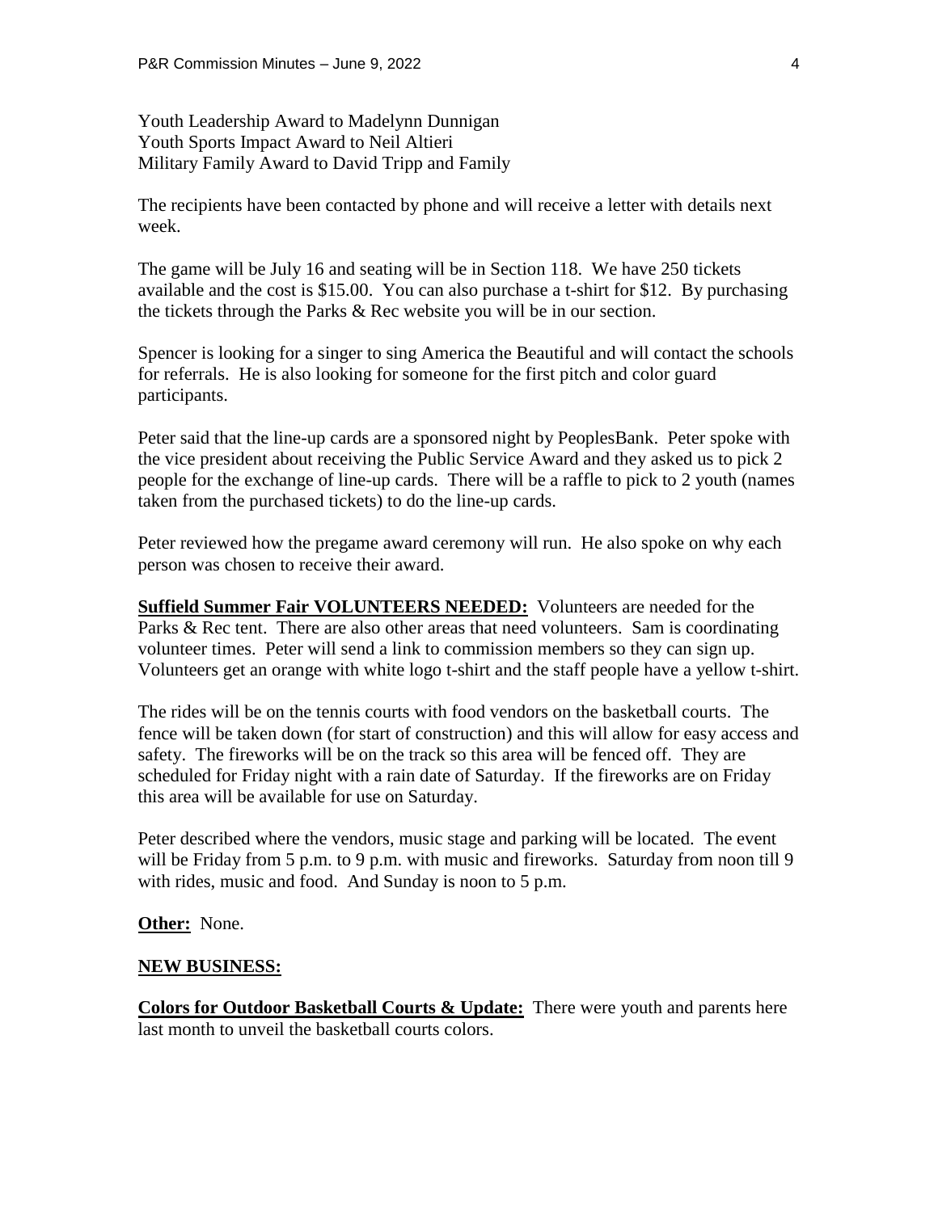Youth Leadership Award to Madelynn Dunnigan
Youth Sports Impact Award to Neil Altieri
Military Family Award to David Tripp and Family

The recipients have been contacted by phone and will receive a letter with details next week.

The game will be July 16 and seating will be in Section 118. We have 250 tickets available and the cost is $15.00. You can also purchase a t-shirt for $12. By purchasing the tickets through the Parks & Rec website you will be in our section.

Spencer is looking for a singer to sing America the Beautiful and will contact the schools for referrals. He is also looking for someone for the first pitch and color guard participants.

Peter said that the line-up cards are a sponsored night by PeoplesBank. Peter spoke with the vice president about receiving the Public Service Award and they asked us to pick 2 people for the exchange of line-up cards. There will be a raffle to pick to 2 youth (names taken from the purchased tickets) to do the line-up cards.

Peter reviewed how the pregame award ceremony will run. He also spoke on why each person was chosen to receive their award.

**Suffield Summer Fair VOLUNTEERS NEEDED:** Volunteers are needed for the Parks & Rec tent. There are also other areas that need volunteers. Sam is coordinating volunteer times. Peter will send a link to commission members so they can sign up. Volunteers get an orange with white logo t-shirt and the staff people have a yellow t-shirt.

The rides will be on the tennis courts with food vendors on the basketball courts. The fence will be taken down (for start of construction) and this will allow for easy access and safety. The fireworks will be on the track so this area will be fenced off. They are scheduled for Friday night with a rain date of Saturday. If the fireworks are on Friday this area will be available for use on Saturday.

Peter described where the vendors, music stage and parking will be located. The event will be Friday from 5 p.m. to 9 p.m. with music and fireworks. Saturday from noon till 9 with rides, music and food. And Sunday is noon to 5 p.m.

**Other:** None.

**NEW BUSINESS:**

**Colors for Outdoor Basketball Courts & Update:** There were youth and parents here last month to unveil the basketball courts colors.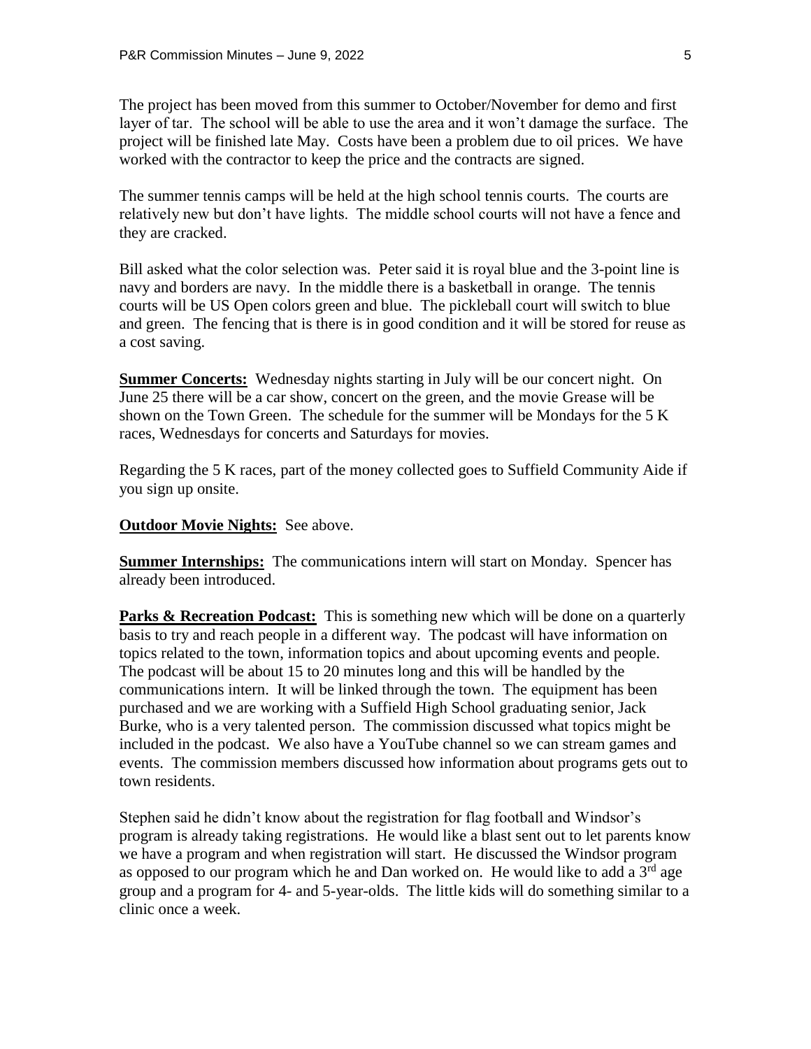The project has been moved from this summer to October/November for demo and first layer of tar. The school will be able to use the area and it won't damage the surface. The project will be finished late May. Costs have been a problem due to oil prices. We have worked with the contractor to keep the price and the contracts are signed.

The summer tennis camps will be held at the high school tennis courts. The courts are relatively new but don't have lights. The middle school courts will not have a fence and they are cracked.

Bill asked what the color selection was. Peter said it is royal blue and the 3-point line is navy and borders are navy. In the middle there is a basketball in orange. The tennis courts will be US Open colors green and blue. The pickleball court will switch to blue and green. The fencing that is there is in good condition and it will be stored for reuse as a cost saving.

**Summer Concerts:** Wednesday nights starting in July will be our concert night. On June 25 there will be a car show, concert on the green, and the movie Grease will be shown on the Town Green. The schedule for the summer will be Mondays for the 5 K races, Wednesdays for concerts and Saturdays for movies.

Regarding the 5 K races, part of the money collected goes to Suffield Community Aide if you sign up onsite.

**Outdoor Movie Nights:** See above.

**Summer Internships:** The communications intern will start on Monday. Spencer has already been introduced.

**Parks & Recreation Podcast:** This is something new which will be done on a quarterly basis to try and reach people in a different way. The podcast will have information on topics related to the town, information topics and about upcoming events and people. The podcast will be about 15 to 20 minutes long and this will be handled by the communications intern. It will be linked through the town. The equipment has been purchased and we are working with a Suffield High School graduating senior, Jack Burke, who is a very talented person. The commission discussed what topics might be included in the podcast. We also have a YouTube channel so we can stream games and events. The commission members discussed how information about programs gets out to town residents.

Stephen said he didn't know about the registration for flag football and Windsor's program is already taking registrations. He would like a blast sent out to let parents know we have a program and when registration will start. He discussed the Windsor program as opposed to our program which he and Dan worked on. He would like to add a 3rd age group and a program for 4- and 5-year-olds. The little kids will do something similar to a clinic once a week.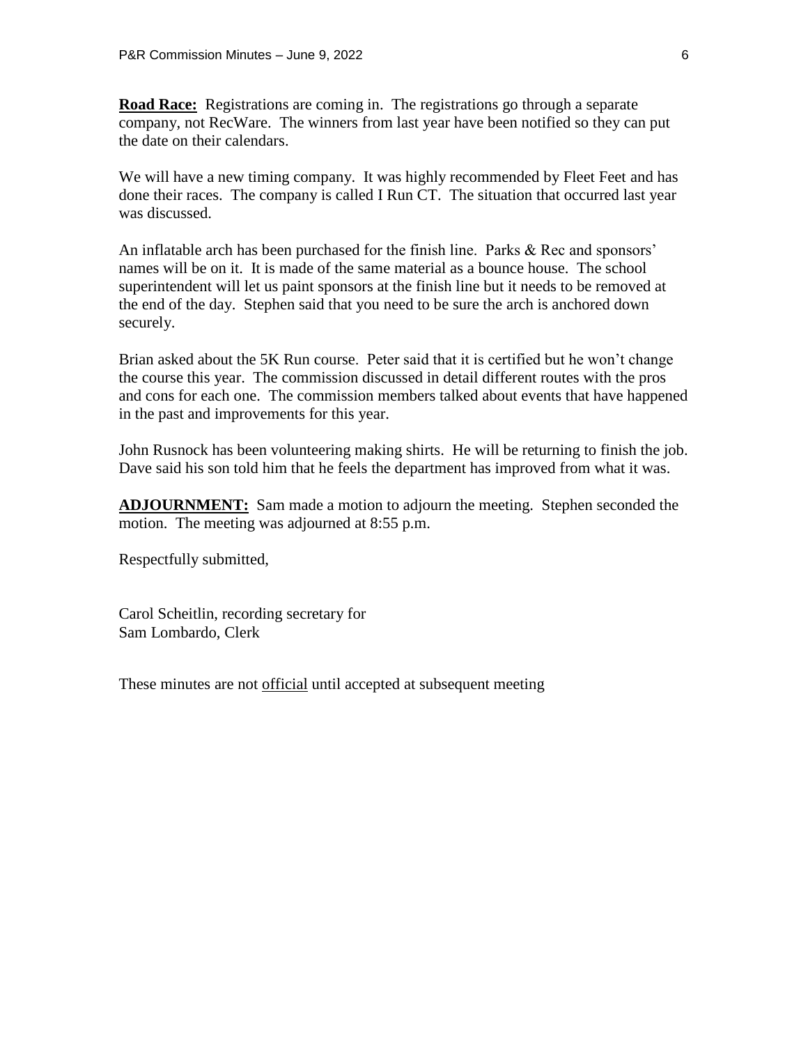**Road Race:** Registrations are coming in. The registrations go through a separate company, not RecWare. The winners from last year have been notified so they can put the date on their calendars.

We will have a new timing company. It was highly recommended by Fleet Feet and has done their races. The company is called I Run CT. The situation that occurred last year was discussed.

An inflatable arch has been purchased for the finish line. Parks & Rec and sponsors' names will be on it. It is made of the same material as a bounce house. The school superintendent will let us paint sponsors at the finish line but it needs to be removed at the end of the day. Stephen said that you need to be sure the arch is anchored down securely.

Brian asked about the 5K Run course. Peter said that it is certified but he won't change the course this year. The commission discussed in detail different routes with the pros and cons for each one. The commission members talked about events that have happened in the past and improvements for this year.

John Rusnock has been volunteering making shirts. He will be returning to finish the job. Dave said his son told him that he feels the department has improved from what it was.

**ADJOURNMENT:** Sam made a motion to adjourn the meeting. Stephen seconded the motion. The meeting was adjourned at 8:55 p.m.

Respectfully submitted,

Carol Scheitlin, recording secretary for
Sam Lombardo, Clerk

These minutes are not official until accepted at subsequent meeting